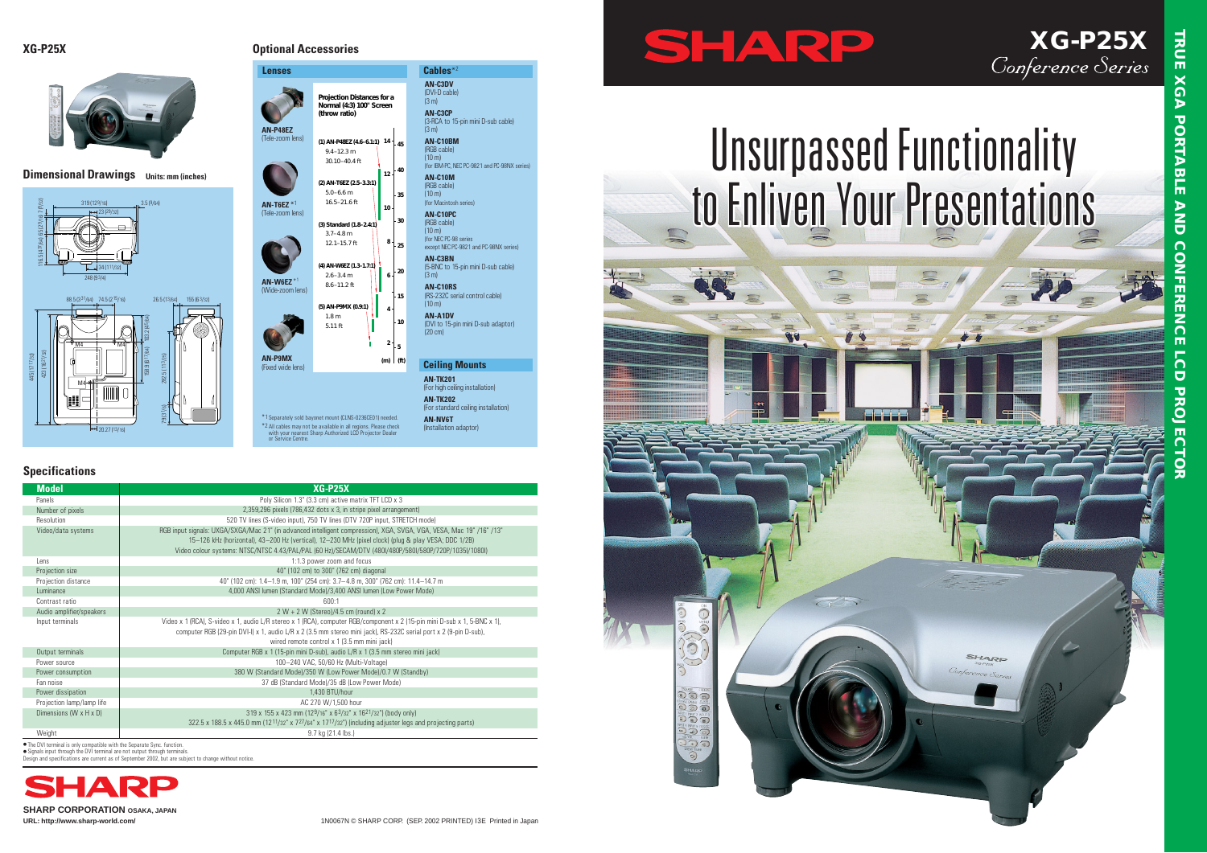## XG-P25X

### Dimensional Drawings Units: mm (inches)

## Optional Accessories

### Lenses

**AN-P48EZ** (Tele-zoom lens)

**AN-T6EZ** *1 (Tele-zoom lens)

**AN-W6EZ** *1 (Wide-zoom lens)

**AN-P9MX** (Fixed wide lens)

**Projection Distances for a Normal (4:3) 100" Screen (throw ratio)**

(1) AN-P48EZ (4.6–6.1:1)
9.4–12.3 m
30.10–40.4 ft

(2) AN-T6EZ (2.5–3.3:1)
5.0–6.6 m
16.5–21.6 ft

(3) Standard (1.8–2.4:1)
3.7–4.8 m
12.1–15.7 ft

(4) AN-W6EZ (1.3–1.7:1)
2.6–3.4 m
8.6–11.2 ft

(5) AN-P9MX (0.9:1)
1.8 m
5.11 ft

*1 Separately sold bayonet mount (CLNS-0236CE01) needed.
*2 All cables may not be available in all regions. Please check with your nearest Sharp Authorized LCD Projector Dealer or Service Centre.

### Cables*2

**AN-C3DV**
(DVI-D cable)
(3 m)

**AN-C3CP**
(3-RCA to 15-pin mini D-sub cable)
(3 m)

**AN-C10BM**
(RGB cable)
(10 m)
(for IBM-PC, NEC PC-9821 and PC-98NX series)

**AN-C10M**
(RGB cable)
(10 m)
(for Macintosh series)

**AN-C10PC**
(RGB cable)
(10 m)
(for NEC PC-98 series except NEC PC-9821 and PC-98NX series)

**AN-C3BN**
(5-BNC to 15-pin mini D-sub cable)
(3 m)

**AN-C10RS**
(RS-232C serial control cable)
(10 m)

**AN-A1DV**
(DVI to 15-pin mini D-sub adaptor)
(20 cm)

### Ceiling Mounts

**AN-TK201**
(For high ceiling installation)

**AN-TK202**
(For standard ceiling installation)

**AN-NV6T**
(Installation adaptor)

## Specifications

| Model | XG-P25X |
|---|---|
| Panels | Poly Silicon 1.3" (3.3 cm) active matrix TFT LCD x 3 |
| Number of pixels | 2,359,296 pixels (786,432 dots x 3, in stripe pixel arrangement) |
| Resolution | 520 TV lines (S-video input), 750 TV lines (DTV 720P input, STRETCH mode) |
| Video/data systems | RGB input signals: UXGA/SXGA/Mac 21" (in advanced intelligent compression), XGA, SVGA, VGA, VESA, Mac 19" /16" /13" 15–126 kHz (horizontal), 43–200 Hz (vertical), 12–230 MHz (pixel clock) (plug & play VESA; DDC 1/2B) Video colour systems: NTSC/NTSC 4.43/PAL/PAL (60 Hz)/SECAM/DTV (480I/480P/580I/580P/720P/1035I/1080I) |
| Lens | 1:1.3 power zoom and focus |
| Projection size | 40" (102 cm) to 300" (762 cm) diagonal |
| Projection distance | 40" (102 cm): 1.4–1.9 m, 100" (254 cm): 3.7–4.8 m, 300" (762 cm): 11.4–14.7 m |
| Luminance | 4,000 ANSI lumen (Standard Model)/3,400 ANSI lumen (Low Power Mode) |
| Contrast ratio | 600:1 |
| Audio amplifier/speakers | 2 W + 2 W (Stereo)/4.5 cm (round) x 2 |
| Input terminals | Video x 1 (RCA), S-video x 1, audio L/R stereo x 1 (RCA), computer RGB/component x 2 (15-pin mini D-sub x 1, 5-BNC x 1), computer RGB (29-pin DVI-I) x 1, audio L/R x 2 (3.5 mm stereo mini jack), RS-232C serial port x 2 (9-pin D-sub), wired remote control x 1 (3.5 mm mini jack) |
| Output terminals | Computer RGB x 1 (15-pin mini D-sub), audio L/R x 1 (3.5 mm stereo mini jack) |
| Power source | 100–240 VAC, 50/60 Hz (Multi-Voltage) |
| Power consumption | 380 W (Standard Model)/350 W (Low Power Model)/0.7 W (Standby) |
| Fan noise | 37 dB (Standard Model)/35 dB (Low Power Mode) |
| Power dissipation | 1,430 BTU/hour |
| Projection lamp/lamp life | AC 270 W/1,500 hour |
| Dimensions (W x H x D) | 319 x 155 x 423 mm (12 9/16" x 6 3/32" x 16 21/32") (body only) 322.5 x 188.5 x 445.0 mm (12 11/32" x 7 27/64" x 17 17/32") (including adjuster legs and projecting parts) |
| Weight | 9.7 kg (21.4 lbs.) |

● The DVI terminal is only compatible with the Separate Sync. function.
● Signals input through the DVI terminal are not output through terminals.
Design and specifications are current as of September 2002, but are subject to change without notice.

SHARP

SHARP CORPORATION OSAKA, JAPAN
URL: http://www.sharp-world.com/

1N0067N © SHARP CORP. (SEP. 2002 PRINTED) I3E Printed in Japan

# SHARP

## XG-P25X
*Conference Series*

**TRUE XGA PORTABLE AND CONFERENCE LCD PROJECTOR**

# Unsurpassed Functionality to Enliven Your Presentations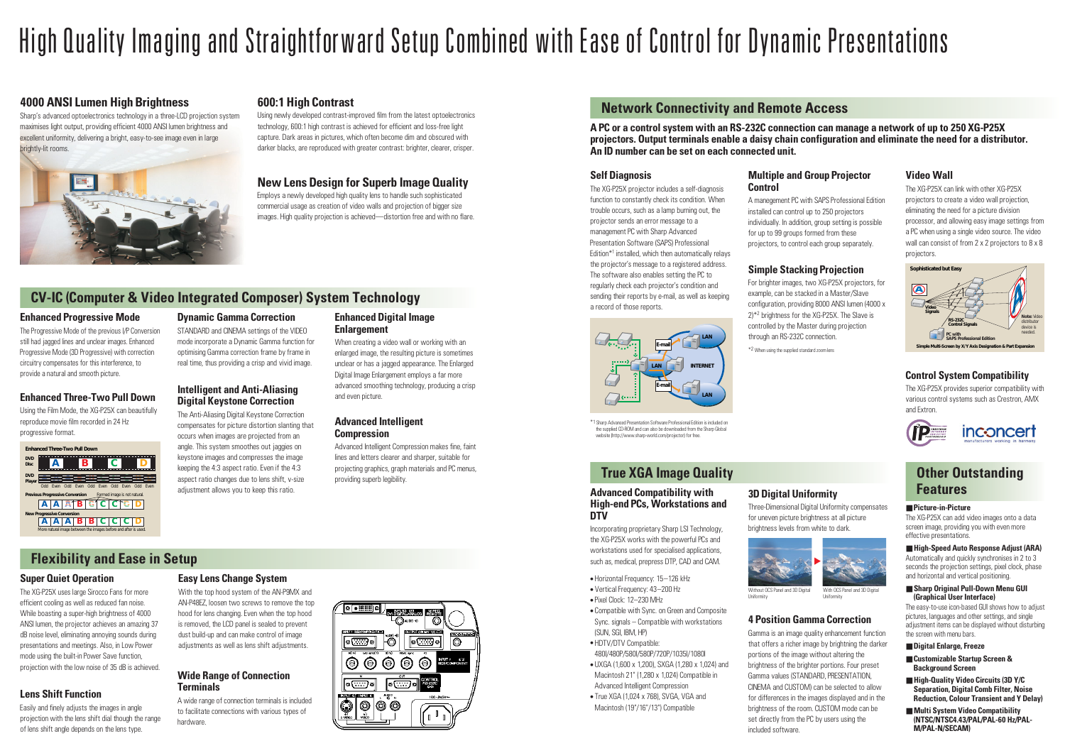# High Quality Imaging and Straightforward Setup Combined with Ease of Control for Dynamic Presentations

## 4000 ANSI Lumen High Brightness

Sharp's advanced optoelectronics technology in a three-LCD projection system maximises light output, providing efficient 4000 ANSI lumen brightness and excellent uniformity, delivering a bright, easy-to-see image even in large brightly-lit rooms.

## 600:1 High Contrast

Using newly developed contrast-improved film from the latest optoelectronics technology, 600:1 high contrast is achieved for efficient and loss-free light capture. Dark areas in pictures, which often become dim and obscured with darker blacks, are reproduced with greater contrast: brighter, clearer, crisper.

## New Lens Design for Superb Image Quality

Employs a newly developed high quality lens to handle such sophisticated commercial usage as creation of video walls and projection of bigger size images. High quality projection is achieved—distortion free and with no flare.

## CV-IC (Computer & Video Integrated Composer) System Technology

### Enhanced Progressive Mode

The Progressive Mode of the previous I/P Conversion still had jagged lines and unclear images. Enhanced Progressive Mode (3D Progressive) with correction circuitry compensates for this interference, to provide a natural and smooth picture.

### Enhanced Three-Two Pull Down

Using the Film Mode, the XG-P25X can beautifully reproduce movie film recorded in 24 Hz progressive format.

Enhanced Three-Two Pull Down

DVD Disc: A B C D

DVD Player: Odd Even Odd Even Odd Even Odd Even Odd Even

Previous Progressive Conversion — Formed image is not natural.

A A A B C C C C D

New Progressive Conversion

A A A B B C C C D

More natural image between the images before and after is used.

### Dynamic Gamma Correction

STANDARD and CINEMA settings of the VIDEO mode incorporate a Dynamic Gamma function for optimising Gamma correction frame by frame in real time, thus providing a crisp and vivid image.

### Intelligent and Anti-Aliasing Digital Keystone Correction

The Anti-Aliasing Digital Keystone Correction compensates for picture distortion slanting that occurs when images are projected from an angle. This system smoothes out jaggies on keystone images and compresses the image keeping the 4:3 aspect ratio. Even if the 4:3 aspect ratio changes due to lens shift, v-size adjustment allows you to keep this ratio.

### Enhanced Digital Image Enlargement

When creating a video wall or working with an enlarged image, the resulting picture is sometimes unclear or has a jagged appearance. The Enlarged Digital Image Enlargement employs a far more advanced smoothing technology, producing a crisp and even picture.

### Advanced Intelligent Compression

Advanced Intelligent Compression makes fine, faint lines and letters clearer and sharper, suitable for projecting graphics, graph materials and PC menus, providing superb legibility.

## Flexibility and Ease in Setup

### Super Quiet Operation

The XG-P25X uses large Sirocco Fans for more efficient cooling as well as reduced fan noise. While boasting a super-high brightness of 4000 ANSI lumen, the projector achieves an amazing 37 dB noise level, eliminating annoying sounds during presentations and meetings. Also, in Low Power mode using the built-in Power Save function, projection with the low noise of 35 dB is achieved.

### Lens Shift Function

Easily and finely adjusts the images in angle projection with the lens shift dial though the range of lens shift angle depends on the lens type.

### Easy Lens Change System

With the top hood system of the AN-P9MX and AN-P48EZ, loosen two screws to remove the top hood for lens changing. Even when the top hood is removed, the LCD panel is sealed to prevent dust build-up and can make control of image adjustments as well as lens shift adjustments.

### Wide Range of Connection Terminals

A wide range of connection terminals is included to facilitate connections with various types of hardware.

## Network Connectivity and Remote Access

**A PC or a control system with an RS-232C connection can manage a network of up to 250 XG-P25X projectors. Output terminals enable a daisy chain configuration and eliminate the need for a distributor. An ID number can be set on each connected unit.**

### Self Diagnosis

The XG-P25X projector includes a self-diagnosis function to constantly check its condition. When trouble occurs, such as a lamp burning out, the projector sends an error message to a management PC with Sharp Advanced Presentation Software (SAPS) Professional Edition*[1] installed, which then automatically relays the projector's message to a registered address. The software also enables setting the PC to regularly check each projector's condition and sending their reports by e-mail, as well as keeping a record of those reports.

E-mail · LAN · INTERNET · E-mail · LAN · LAN

*1 Sharp Advanced Presentation Software Professional Edition is included on the supplied CD-ROM and can also be downloaded from the Sharp Global website (http://www.sharp-world.com/projector) for free.

### Multiple and Group Projector Control

A manegement PC with SAPS Professional Edition installed can control up to 250 projectors individually. In addition, group setting is possible for up to 99 groups formed from these projectors, to control each group separately.

### Simple Stacking Projection

For brighter images, two XG-P25X projectors, for example, can be stacked in a Master/Slave configuration, providing 8000 ANSI lumen (4000 x 2)*[2] brightness for the XG-P25X. The Slave is controlled by the Master during projection through an RS-232C connection.

*2 When using the supplied standard zoom lens

### Video Wall

The XG-P25X can link with other XG-P25X projectors to create a video wall projection, eliminating the need for a picture division processor, and allowing easy image settings from a PC when using a single video source. The video wall can consist of from 2 x 2 projectors to 8 x 8 projectors.

Sophisticated but Easy

Video Signals · RS-232C Control Signals · PC with SAPS Professional Edition

Note: Video distributor device is needed.

Simple Multi-Screen by X/Y Axis Designation & Part Expansion

### Control System Compatibility

The XG-P25X provides superior compatibility with various control systems such as Crestron, AMX and Extron.

## True XGA Image Quality

### Advanced Compatibility with High-end PCs, Workstations and DTV

Incorporating proprietary Sharp LSI Technology, the XG-P25X works with the powerful PCs and workstations used for specialised applications, such as, medical, prepress DTP, CAD and CAM.

- Horizontal Frequency: 15–126 kHz
- Vertical Frequency: 43–200 Hz
- Pixel Clock: 12–230 MHz
- Compatible with Sync. on Green and Composite Sync. signals – Compatible with workstations (SUN, SGI, IBM, HP)
- HDTV/DTV Compatible: 480I/480P/580I/580P/720P/1035I/1080I
- UXGA (1,600 x 1,200), SXGA (1,280 x 1,024) and Macintosh 21" (1,280 x 1,024) Compatible in Advanced Intelligent Compression
- True XGA (1,024 x 768), SVGA, VGA and Macintosh (19"/16"/13") Compatible

### 3D Digital Uniformity

Three-Dimensional Digital Uniformity compensates for uneven picture brightness at all picture brightness levels from white to dark.

Without OCS Panel and 3D Digital Uniformity

With OCS Panel and 3D Digital Uniformity

### 4 Position Gamma Correction

Gamma is an image quality enhancement function that offers a richer image by brightening the darker portions of the image without altering the brightness of the brighter portions. Four preset Gamma values (STANDARD, PRESENTATION, CINEMA and CUSTOM) can be selected to allow for differences in the images displayed and in the brightness of the room. CUSTOM mode can be set directly from the PC by users using the included software.

## Other Outstanding Features

- **Picture-in-Picture**
  The XG-P25X can add video images onto a data screen image, providing you with even more effective presentations.
- **High-Speed Auto Response Adjust (ARA)**
  Automatically and quickly synchronises in 2 to 3 seconds the projection settings, pixel clock, phase and horizontal and vertical positioning.
- **Sharp Original Pull-Down Menu GUI (Graphical User Interface)**
  The easy-to-use icon-based GUI shows how to adjust pictures, languages and other settings, and single adjustment items can be displayed without disturbing the screen with menu bars.
- **Digital Enlarge, Freeze**
- **Customizable Startup Screen & Background Screen**
- **High-Quality Video Circuits (3D Y/C Separation, Digital Comb Filter, Noise Reduction, Colour Transient and Y Delay)**
- **Multi System Video Compatibility (NTSC/NTSC4.43/PAL/PAL-60 Hz/PAL-M/PAL-N/SECAM)**